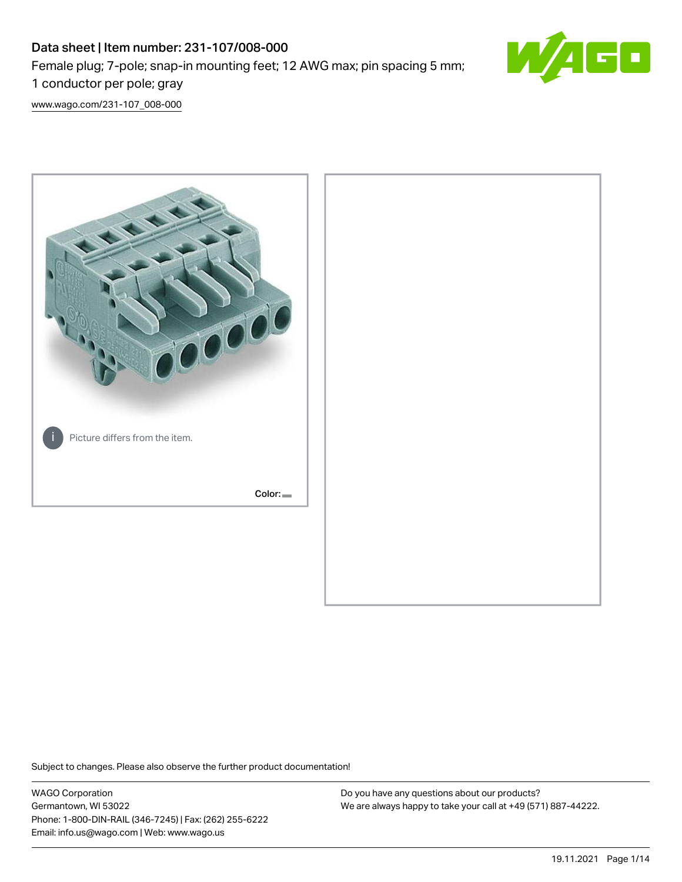# Data sheet | Item number: 231-107/008-000

Female plug; 7-pole; snap-in mounting feet; 12 AWG max; pin spacing 5 mm; 1 conductor per pole; gray

www.wago.com/231-107_008-000

Picture differs from the item.

Color:

Subject to changes. Please also observe the further product documentation!

WAGO Corporation
Germantown, WI 53022
Phone: 1-800-DIN-RAIL (346-7245) | Fax: (262) 255-6222
Email: info.us@wago.com | Web: www.wago.us

Do you have any questions about our products?
We are always happy to take your call at +49 (571) 887-44222.

19.11.2021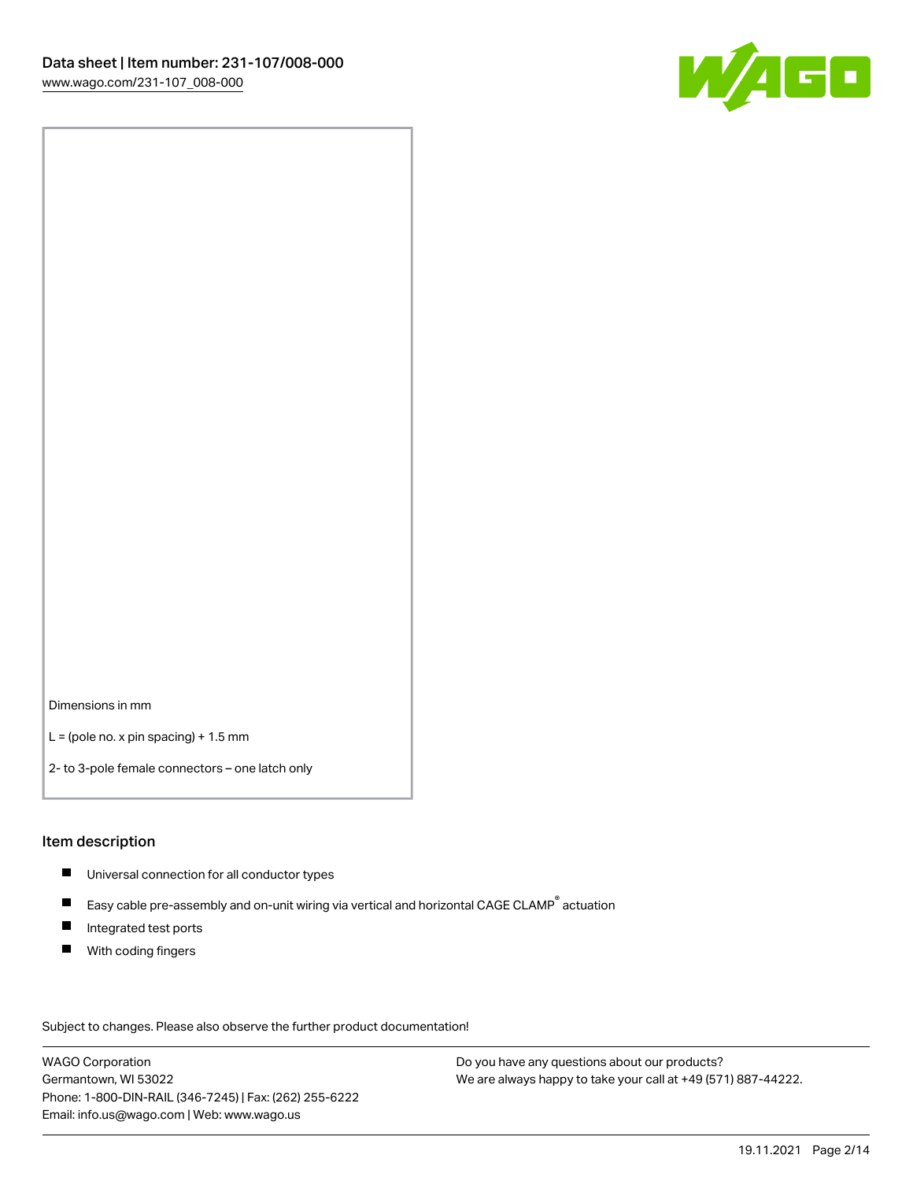Dimensions in mm

L = (pole no. x pin spacing) + 1.5 mm

2- to 3-pole female connectors – one latch only

## Item description

- Universal connection for all conductor types
- Easy cable pre-assembly and on-unit wiring via vertical and horizontal CAGE CLAMP® actuation
- Integrated test ports
- With coding fingers

Subject to changes. Please also observe the further product documentation!

WAGO Corporation
Germantown, WI 53022
Phone: 1-800-DIN-RAIL (346-7245) | Fax: (262) 255-6222
Email: info.us@wago.com | Web: www.wago.us

Do you have any questions about our products?
We are always happy to take your call at +49 (571) 887-44222.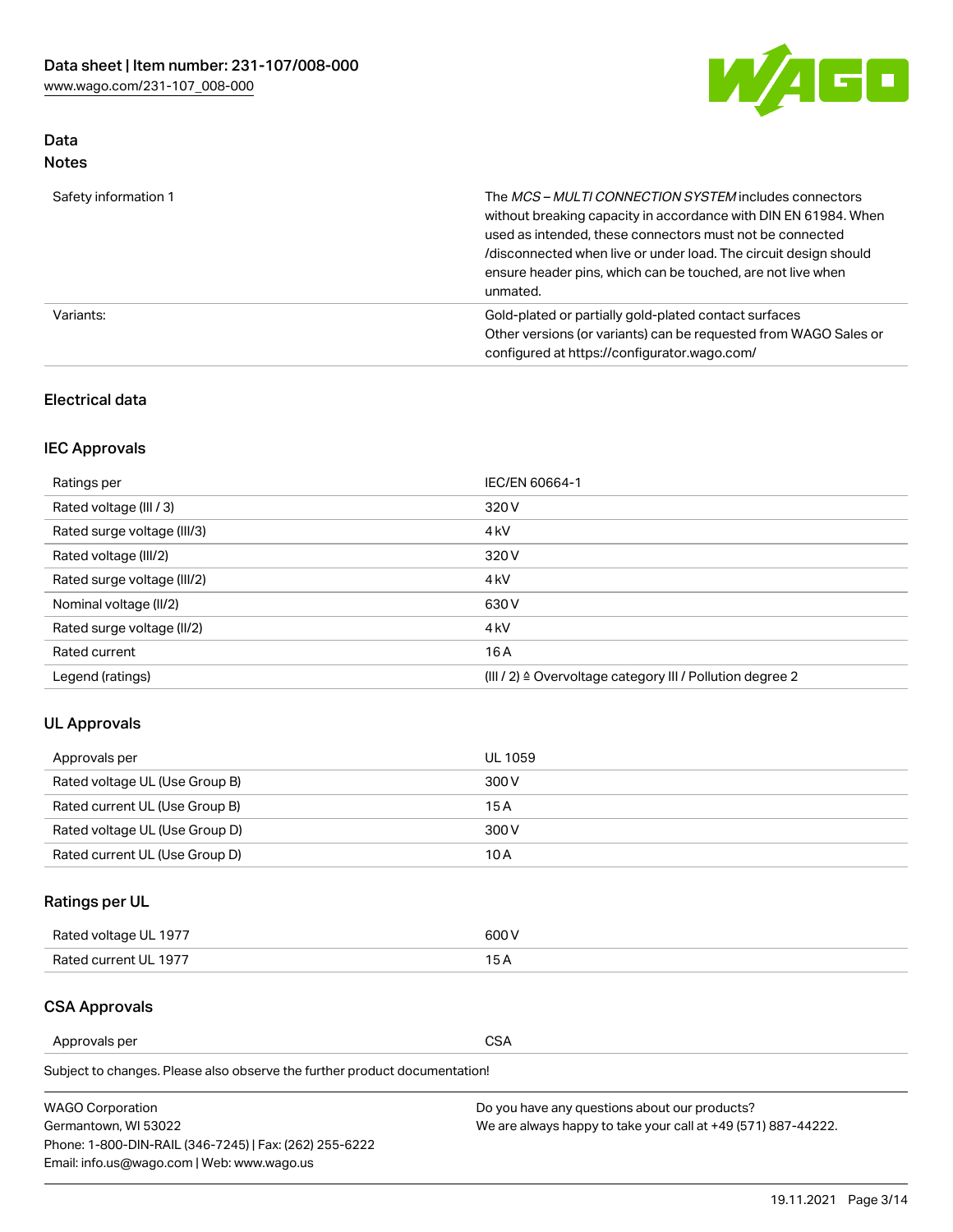## Data

### Notes

| | |
|---|---|
| Safety information 1 | The *MCS – MULTI CONNECTION SYSTEM* includes connectors without breaking capacity in accordance with DIN EN 61984. When used as intended, these connectors must not be connected /disconnected when live or under load. The circuit design should ensure header pins, which can be touched, are not live when unmated. |
| Variants: | Gold-plated or partially gold-plated contact surfaces<br>Other versions (or variants) can be requested from WAGO Sales or configured at https://configurator.wago.com/ |

## Electrical data

### IEC Approvals

| | |
|---|---|
| Ratings per | IEC/EN 60664-1 |
| Rated voltage (III / 3) | 320 V |
| Rated surge voltage (III/3) | 4 kV |
| Rated voltage (III/2) | 320 V |
| Rated surge voltage (III/2) | 4 kV |
| Nominal voltage (II/2) | 630 V |
| Rated surge voltage (II/2) | 4 kV |
| Rated current | 16 A |
| Legend (ratings) | (III / 2) ≙ Overvoltage category III / Pollution degree 2 |

### UL Approvals

| | |
|---|---|
| Approvals per | UL 1059 |
| Rated voltage UL (Use Group B) | 300 V |
| Rated current UL (Use Group B) | 15 A |
| Rated voltage UL (Use Group D) | 300 V |
| Rated current UL (Use Group D) | 10 A |

### Ratings per UL

| | |
|---|---|
| Rated voltage UL 1977 | 600 V |
| Rated current UL 1977 | 15 A |

### CSA Approvals

| | |
|---|---|
| Approvals per | CSA |

Subject to changes. Please also observe the further product documentation!

WAGO Corporation
Germantown, WI 53022
Phone: 1-800-DIN-RAIL (346-7245) | Fax: (262) 255-6222
Email: info.us@wago.com | Web: www.wago.us

Do you have any questions about our products?
We are always happy to take your call at +49 (571) 887-44222.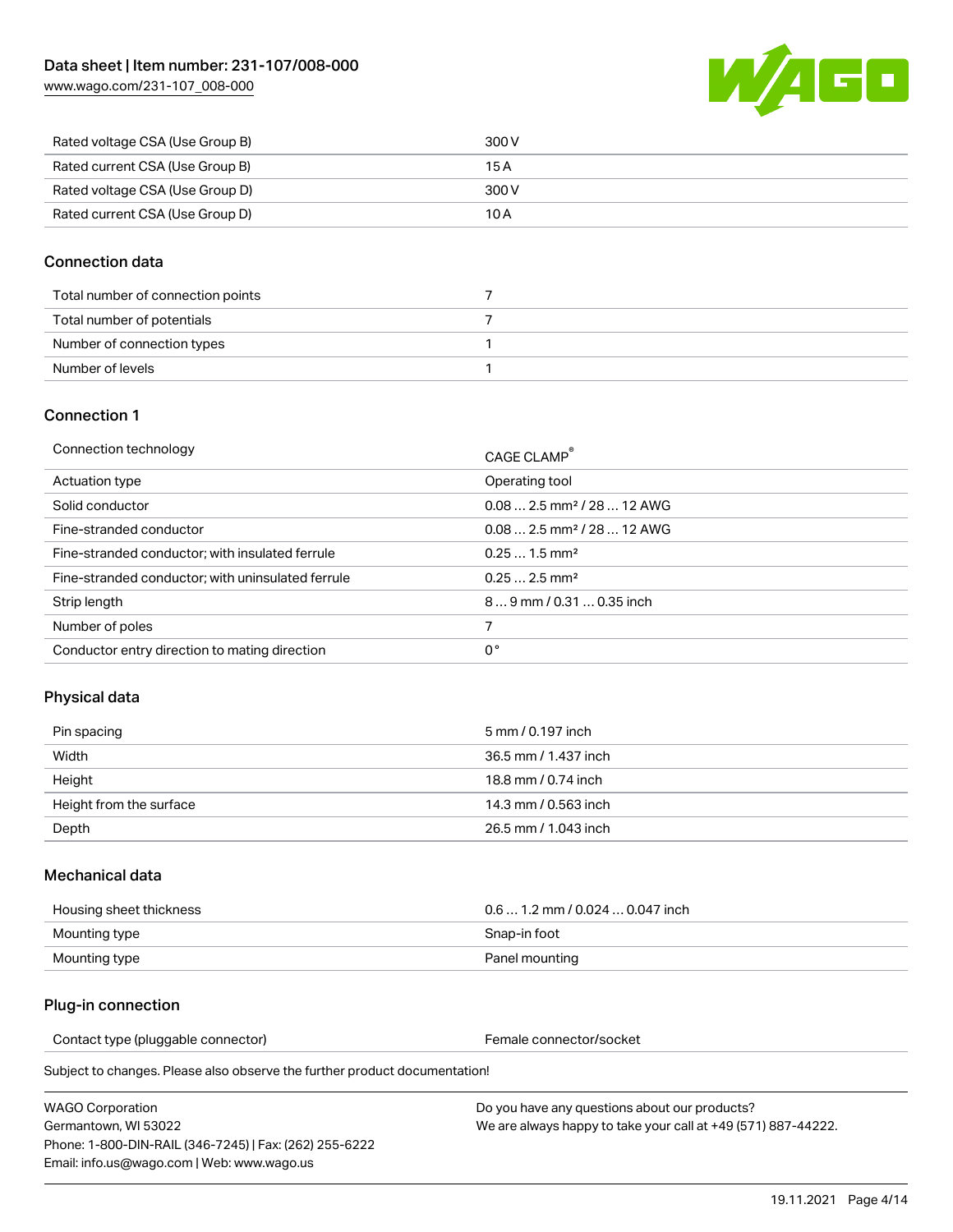| | |
|---|---|
| Rated voltage CSA (Use Group B) | 300 V |
| Rated current CSA (Use Group B) | 15 A |
| Rated voltage CSA (Use Group D) | 300 V |
| Rated current CSA (Use Group D) | 10 A |

## Connection data

| | |
|---|---|
| Total number of connection points | 7 |
| Total number of potentials | 7 |
| Number of connection types | 1 |
| Number of levels | 1 |

## Connection 1

| | |
|---|---|
| Connection technology | CAGE CLAMP® |
| Actuation type | Operating tool |
| Solid conductor | 0.08 … 2.5 mm² / 28 … 12 AWG |
| Fine-stranded conductor | 0.08 … 2.5 mm² / 28 … 12 AWG |
| Fine-stranded conductor; with insulated ferrule | 0.25 … 1.5 mm² |
| Fine-stranded conductor; with uninsulated ferrule | 0.25 … 2.5 mm² |
| Strip length | 8 … 9 mm / 0.31 … 0.35 inch |
| Number of poles | 7 |
| Conductor entry direction to mating direction | 0 ° |

## Physical data

| | |
|---|---|
| Pin spacing | 5 mm / 0.197 inch |
| Width | 36.5 mm / 1.437 inch |
| Height | 18.8 mm / 0.74 inch |
| Height from the surface | 14.3 mm / 0.563 inch |
| Depth | 26.5 mm / 1.043 inch |

## Mechanical data

| | |
|---|---|
| Housing sheet thickness | 0.6 … 1.2 mm / 0.024 … 0.047 inch |
| Mounting type | Snap-in foot |
| Mounting type | Panel mounting |

## Plug-in connection

| | |
|---|---|
| Contact type (pluggable connector) | Female connector/socket |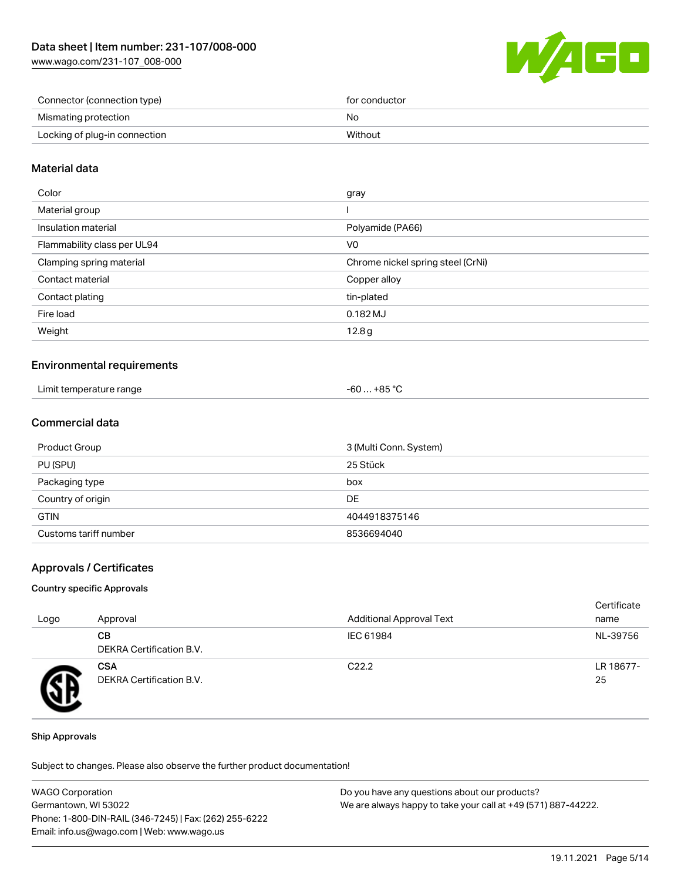| Connector (connection type) | for conductor |
| --- | --- |
| Mismating protection | No |
| Locking of plug-in connection | Without |

## Material data

| Color | gray |
| --- | --- |
| Material group | I |
| Insulation material | Polyamide (PA66) |
| Flammability class per UL94 | V0 |
| Clamping spring material | Chrome nickel spring steel (CrNi) |
| Contact material | Copper alloy |
| Contact plating | tin-plated |
| Fire load | 0.182 MJ |
| Weight | 12.8 g |

## Environmental requirements

| Limit temperature range | -60 … +85 °C |
| --- | --- |

## Commercial data

| Product Group | 3 (Multi Conn. System) |
| --- | --- |
| PU (SPU) | 25 Stück |
| Packaging type | box |
| Country of origin | DE |
| GTIN | 4044918375146 |
| Customs tariff number | 8536694040 |

## Approvals / Certificates

### Country specific Approvals

| Logo | Approval | Additional Approval Text | Certificate name |
| --- | --- | --- | --- |
| | **CB**<br>DEKRA Certification B.V. | IEC 61984 | NL-39756 |
| | **CSA**<br>DEKRA Certification B.V. | C22.2 | LR 18677-25 |

### Ship Approvals

Subject to changes. Please also observe the further product documentation!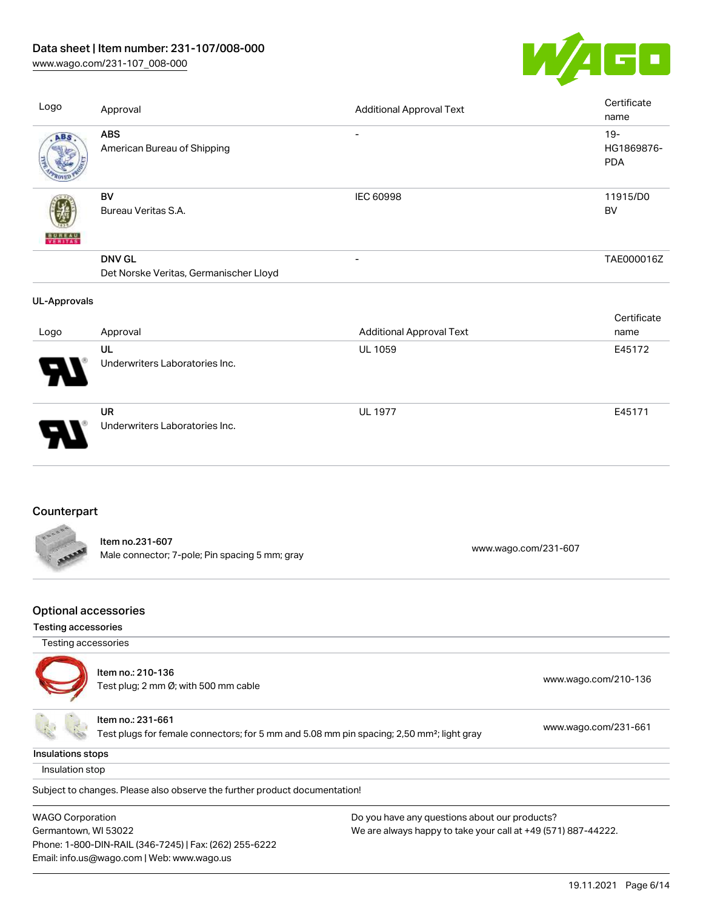| Logo | Approval | Additional Approval Text | Certificate name |
|---|---|---|---|
| | **ABS**<br>American Bureau of Shipping | - | 19-HG1869876-PDA |
| | **BV**<br>Bureau Veritas S.A. | IEC 60998 | 11915/D0 BV |
| | **DNV GL**<br>Det Norske Veritas, Germanischer Lloyd | - | TAE000016Z |

**UL-Approvals**

| Logo | Approval | Additional Approval Text | Certificate name |
|---|---|---|---|
| | **UL**<br>Underwriters Laboratories Inc. | UL 1059 | E45172 |
| | **UR**<br>Underwriters Laboratories Inc. | UL 1977 | E45171 |

## Counterpart

| Item | Link |
|---|---|
| **Item no.231-607**<br>Male connector; 7-pole; Pin spacing 5 mm; gray | www.wago.com/231-607 |

## Optional accessories

### Testing accessories

Testing accessories

| Item | Link |
|---|---|
| Item no.: 210-136<br>Test plug; 2 mm Ø; with 500 mm cable | www.wago.com/210-136 |
| Item no.: 231-661<br>Test plugs for female connectors; for 5 mm and 5.08 mm pin spacing; 2,50 mm²; light gray | www.wago.com/231-661 |

### Insulations stops

Insulation stop

Subject to changes. Please also observe the further product documentation!

WAGO Corporation
Germantown, WI 53022
Phone: 1-800-DIN-RAIL (346-7245) | Fax: (262) 255-6222
Email: info.us@wago.com | Web: www.wago.us

Do you have any questions about our products?
We are always happy to take your call at +49 (571) 887-44222.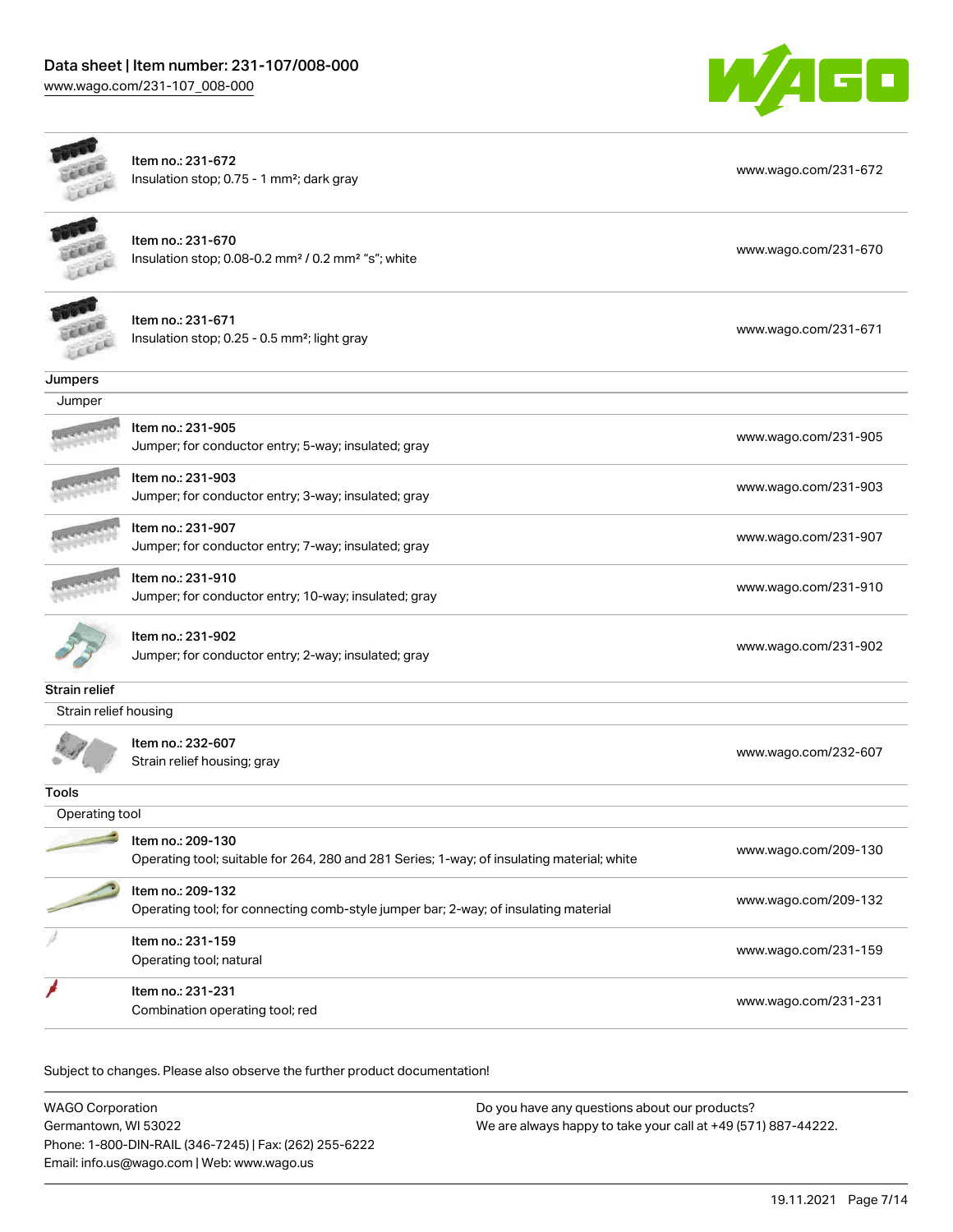| | |
|---|---|
| Item no.: 231-672<br>Insulation stop; 0.75 - 1 mm²; dark gray | www.wago.com/231-672 |
| Item no.: 231-670<br>Insulation stop; 0.08-0.2 mm² / 0.2 mm² "s"; white | www.wago.com/231-670 |
| Item no.: 231-671<br>Insulation stop; 0.25 - 0.5 mm²; light gray | www.wago.com/231-671 |

## Jumpers

### Jumper

| | |
|---|---|
| Item no.: 231-905<br>Jumper; for conductor entry; 5-way; insulated; gray | www.wago.com/231-905 |
| Item no.: 231-903<br>Jumper; for conductor entry; 3-way; insulated; gray | www.wago.com/231-903 |
| Item no.: 231-907<br>Jumper; for conductor entry; 7-way; insulated; gray | www.wago.com/231-907 |
| Item no.: 231-910<br>Jumper; for conductor entry; 10-way; insulated; gray | www.wago.com/231-910 |
| Item no.: 231-902<br>Jumper; for conductor entry; 2-way; insulated; gray | www.wago.com/231-902 |

## Strain relief

### Strain relief housing

| | |
|---|---|
| Item no.: 232-607<br>Strain relief housing; gray | www.wago.com/232-607 |

## Tools

### Operating tool

| | |
|---|---|
| Item no.: 209-130<br>Operating tool; suitable for 264, 280 and 281 Series; 1-way; of insulating material; white | www.wago.com/209-130 |
| Item no.: 209-132<br>Operating tool; for connecting comb-style jumper bar; 2-way; of insulating material | www.wago.com/209-132 |
| Item no.: 231-159<br>Operating tool; natural | www.wago.com/231-159 |
| Item no.: 231-231<br>Combination operating tool; red | www.wago.com/231-231 |

Subject to changes. Please also observe the further product documentation!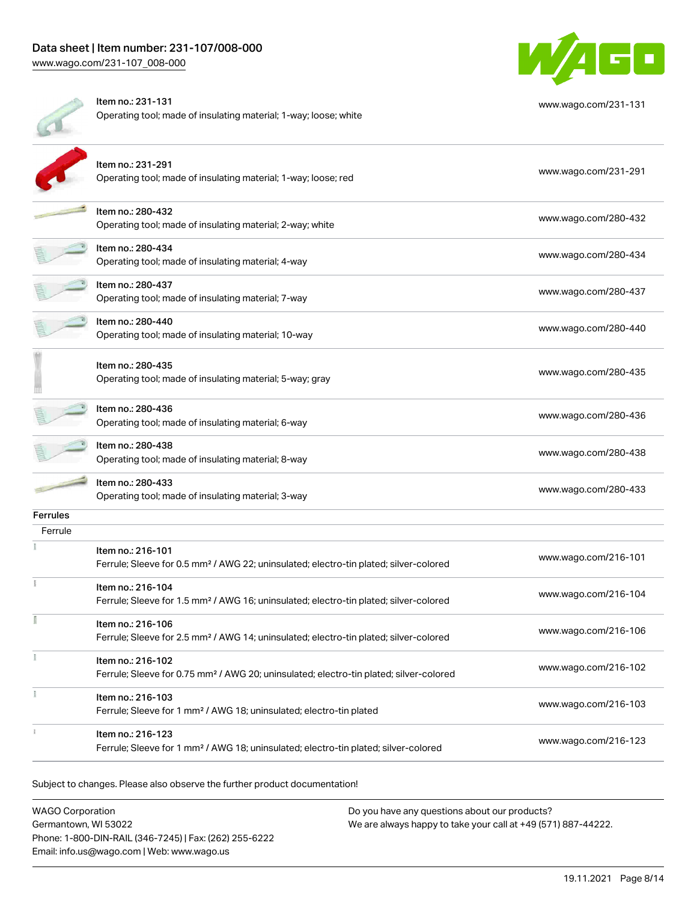Item no.: 231-131
Operating tool; made of insulating material; 1-way; loose; white
www.wago.com/231-131

Item no.: 231-291
Operating tool; made of insulating material; 1-way; loose; red
www.wago.com/231-291

Item no.: 280-432
Operating tool; made of insulating material; 2-way; white
www.wago.com/280-432

Item no.: 280-434
Operating tool; made of insulating material; 4-way
www.wago.com/280-434

Item no.: 280-437
Operating tool; made of insulating material; 7-way
www.wago.com/280-437

Item no.: 280-440
Operating tool; made of insulating material; 10-way
www.wago.com/280-440

Item no.: 280-435
Operating tool; made of insulating material; 5-way; gray
www.wago.com/280-435

Item no.: 280-436
Operating tool; made of insulating material; 6-way
www.wago.com/280-436

Item no.: 280-438
Operating tool; made of insulating material; 8-way
www.wago.com/280-438

Item no.: 280-433
Operating tool; made of insulating material; 3-way
www.wago.com/280-433

## Ferrules

Ferrule

Item no.: 216-101
Ferrule; Sleeve for 0.5 mm² / AWG 22; uninsulated; electro-tin plated; silver-colored
www.wago.com/216-101

Item no.: 216-104
Ferrule; Sleeve for 1.5 mm² / AWG 16; uninsulated; electro-tin plated; silver-colored
www.wago.com/216-104

Item no.: 216-106
Ferrule; Sleeve for 2.5 mm² / AWG 14; uninsulated; electro-tin plated; silver-colored
www.wago.com/216-106

Item no.: 216-102
Ferrule; Sleeve for 0.75 mm² / AWG 20; uninsulated; electro-tin plated; silver-colored
www.wago.com/216-102

Item no.: 216-103
Ferrule; Sleeve for 1 mm² / AWG 18; uninsulated; electro-tin plated
www.wago.com/216-103

Item no.: 216-123
Ferrule; Sleeve for 1 mm² / AWG 18; uninsulated; electro-tin plated; silver-colored
www.wago.com/216-123

Subject to changes. Please also observe the further product documentation!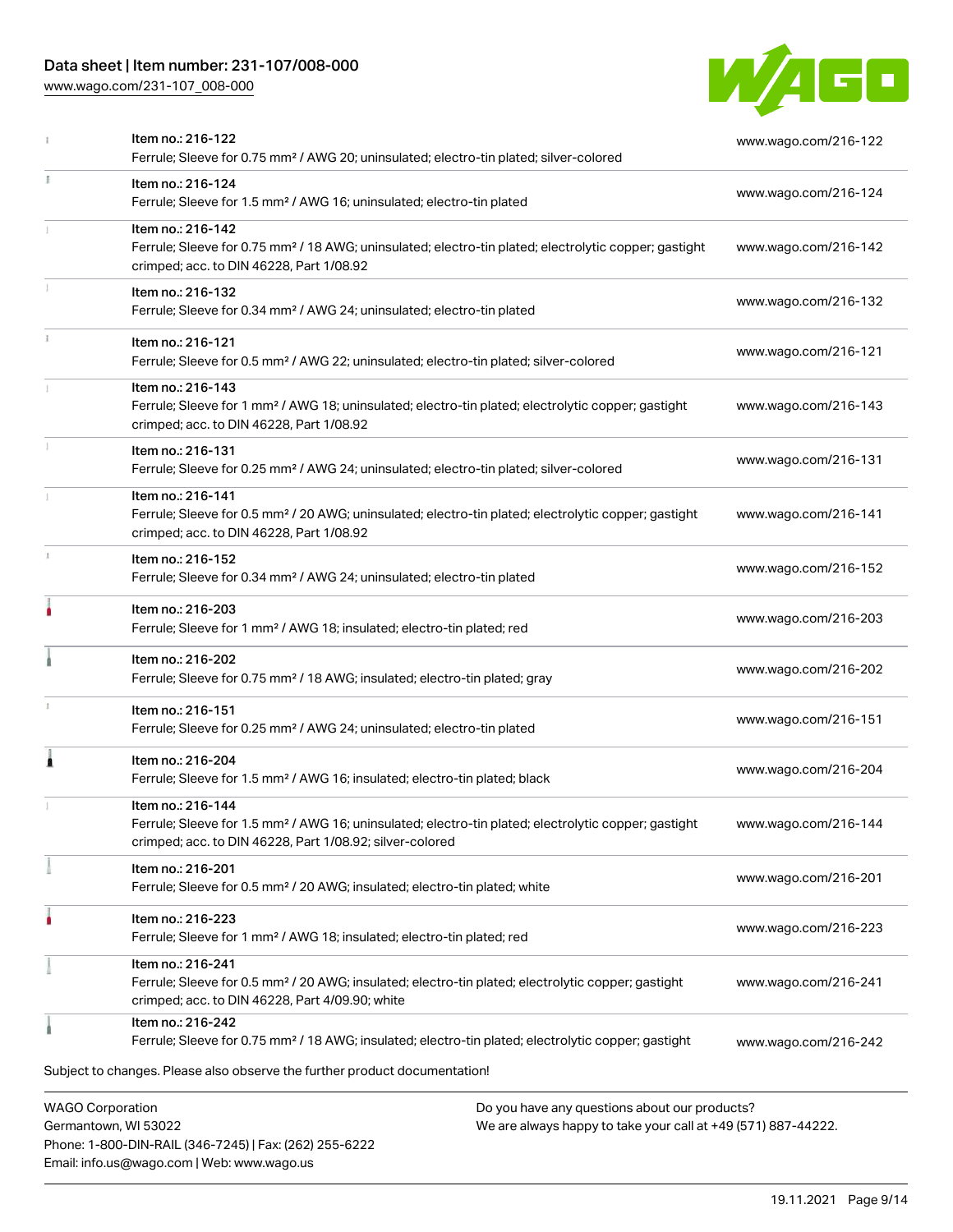| Item | Description | Link |
| --- | --- | --- |
| Item no.: 216-122 | Ferrule; Sleeve for 0.75 mm² / AWG 20; uninsulated; electro-tin plated; silver-colored | www.wago.com/216-122 |
| Item no.: 216-124 | Ferrule; Sleeve for 1.5 mm² / AWG 16; uninsulated; electro-tin plated | www.wago.com/216-124 |
| Item no.: 216-142 | Ferrule; Sleeve for 0.75 mm² / 18 AWG; uninsulated; electro-tin plated; electrolytic copper; gastight crimped; acc. to DIN 46228, Part 1/08.92 | www.wago.com/216-142 |
| Item no.: 216-132 | Ferrule; Sleeve for 0.34 mm² / AWG 24; uninsulated; electro-tin plated | www.wago.com/216-132 |
| Item no.: 216-121 | Ferrule; Sleeve for 0.5 mm² / AWG 22; uninsulated; electro-tin plated; silver-colored | www.wago.com/216-121 |
| Item no.: 216-143 | Ferrule; Sleeve for 1 mm² / AWG 18; uninsulated; electro-tin plated; electrolytic copper; gastight crimped; acc. to DIN 46228, Part 1/08.92 | www.wago.com/216-143 |
| Item no.: 216-131 | Ferrule; Sleeve for 0.25 mm² / AWG 24; uninsulated; electro-tin plated; silver-colored | www.wago.com/216-131 |
| Item no.: 216-141 | Ferrule; Sleeve for 0.5 mm² / 20 AWG; uninsulated; electro-tin plated; electrolytic copper; gastight crimped; acc. to DIN 46228, Part 1/08.92 | www.wago.com/216-141 |
| Item no.: 216-152 | Ferrule; Sleeve for 0.34 mm² / AWG 24; uninsulated; electro-tin plated | www.wago.com/216-152 |
| Item no.: 216-203 | Ferrule; Sleeve for 1 mm² / AWG 18; insulated; electro-tin plated; red | www.wago.com/216-203 |
| Item no.: 216-202 | Ferrule; Sleeve for 0.75 mm² / 18 AWG; insulated; electro-tin plated; gray | www.wago.com/216-202 |
| Item no.: 216-151 | Ferrule; Sleeve for 0.25 mm² / AWG 24; uninsulated; electro-tin plated | www.wago.com/216-151 |
| Item no.: 216-204 | Ferrule; Sleeve for 1.5 mm² / AWG 16; insulated; electro-tin plated; black | www.wago.com/216-204 |
| Item no.: 216-144 | Ferrule; Sleeve for 1.5 mm² / AWG 16; uninsulated; electro-tin plated; electrolytic copper; gastight crimped; acc. to DIN 46228, Part 1/08.92; silver-colored | www.wago.com/216-144 |
| Item no.: 216-201 | Ferrule; Sleeve for 0.5 mm² / 20 AWG; insulated; electro-tin plated; white | www.wago.com/216-201 |
| Item no.: 216-223 | Ferrule; Sleeve for 1 mm² / AWG 18; insulated; electro-tin plated; red | www.wago.com/216-223 |
| Item no.: 216-241 | Ferrule; Sleeve for 0.5 mm² / 20 AWG; insulated; electro-tin plated; electrolytic copper; gastight crimped; acc. to DIN 46228, Part 4/09.90; white | www.wago.com/216-241 |
| Item no.: 216-242 | Ferrule; Sleeve for 0.75 mm² / 18 AWG; insulated; electro-tin plated; electrolytic copper; gastight | www.wago.com/216-242 |

Subject to changes. Please also observe the further product documentation!

WAGO Corporation
Germantown, WI 53022
Phone: 1-800-DIN-RAIL (346-7245) | Fax: (262) 255-6222
Email: info.us@wago.com | Web: www.wago.us

Do you have any questions about our products?
We are always happy to take your call at +49 (571) 887-44222.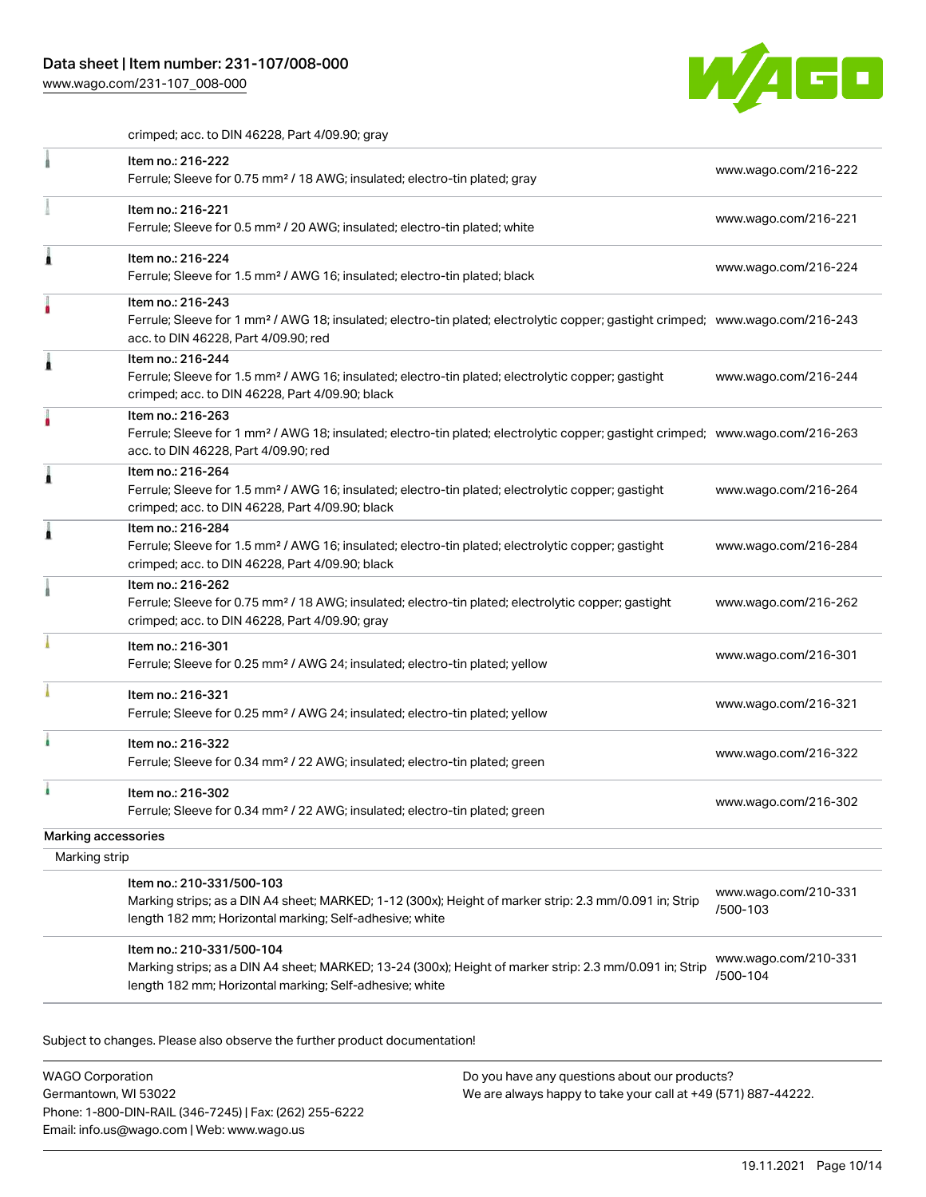crimped; acc. to DIN 46228, Part 4/09.90; gray

| | | |
|---|---|---|
| | Item no.: 216-222<br>Ferrule; Sleeve for 0.75 mm² / 18 AWG; insulated; electro-tin plated; gray | www.wago.com/216-222 |
| | Item no.: 216-221<br>Ferrule; Sleeve for 0.5 mm² / 20 AWG; insulated; electro-tin plated; white | www.wago.com/216-221 |
| | Item no.: 216-224<br>Ferrule; Sleeve for 1.5 mm² / AWG 16; insulated; electro-tin plated; black | www.wago.com/216-224 |
| | Item no.: 216-243<br>Ferrule; Sleeve for 1 mm² / AWG 18; insulated; electro-tin plated; electrolytic copper; gastight crimped; acc. to DIN 46228, Part 4/09.90; red | www.wago.com/216-243 |
| | Item no.: 216-244<br>Ferrule; Sleeve for 1.5 mm² / AWG 16; insulated; electro-tin plated; electrolytic copper; gastight crimped; acc. to DIN 46228, Part 4/09.90; black | www.wago.com/216-244 |
| | Item no.: 216-263<br>Ferrule; Sleeve for 1 mm² / AWG 18; insulated; electro-tin plated; electrolytic copper; gastight crimped; acc. to DIN 46228, Part 4/09.90; red | www.wago.com/216-263 |
| | Item no.: 216-264<br>Ferrule; Sleeve for 1.5 mm² / AWG 16; insulated; electro-tin plated; electrolytic copper; gastight crimped; acc. to DIN 46228, Part 4/09.90; black | www.wago.com/216-264 |
| | Item no.: 216-284<br>Ferrule; Sleeve for 1.5 mm² / AWG 16; insulated; electro-tin plated; electrolytic copper; gastight crimped; acc. to DIN 46228, Part 4/09.90; black | www.wago.com/216-284 |
| | Item no.: 216-262<br>Ferrule; Sleeve for 0.75 mm² / 18 AWG; insulated; electro-tin plated; electrolytic copper; gastight crimped; acc. to DIN 46228, Part 4/09.90; gray | www.wago.com/216-262 |
| | Item no.: 216-301<br>Ferrule; Sleeve for 0.25 mm² / AWG 24; insulated; electro-tin plated; yellow | www.wago.com/216-301 |
| | Item no.: 216-321<br>Ferrule; Sleeve for 0.25 mm² / AWG 24; insulated; electro-tin plated; yellow | www.wago.com/216-321 |
| | Item no.: 216-322<br>Ferrule; Sleeve for 0.34 mm² / 22 AWG; insulated; electro-tin plated; green | www.wago.com/216-322 |
| | Item no.: 216-302<br>Ferrule; Sleeve for 0.34 mm² / 22 AWG; insulated; electro-tin plated; green | www.wago.com/216-302 |

Marking accessories

Marking strip

| | | |
|---|---|---|
| | Item no.: 210-331/500-103<br>Marking strips; as a DIN A4 sheet; MARKED; 1-12 (300x); Height of marker strip: 2.3 mm/0.091 in; Strip length 182 mm; Horizontal marking; Self-adhesive; white | www.wago.com/210-331/500-103 |
| | Item no.: 210-331/500-104<br>Marking strips; as a DIN A4 sheet; MARKED; 13-24 (300x); Height of marker strip: 2.3 mm/0.091 in; Strip length 182 mm; Horizontal marking; Self-adhesive; white | www.wago.com/210-331/500-104 |

Subject to changes. Please also observe the further product documentation!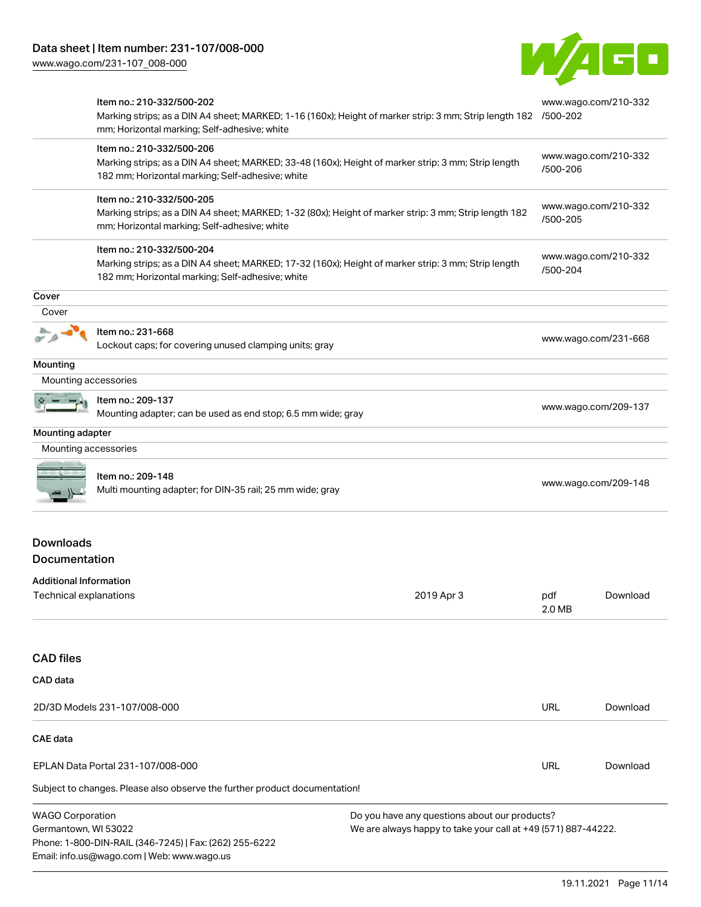| | |
|---|---|
| Item no.: 210-332/500-202<br>Marking strips; as a DIN A4 sheet; MARKED; 1-16 (160x); Height of marker strip: 3 mm; Strip length 182 mm; Horizontal marking; Self-adhesive; white | www.wago.com/210-332/500-202 |
| Item no.: 210-332/500-206<br>Marking strips; as a DIN A4 sheet; MARKED; 33-48 (160x); Height of marker strip: 3 mm; Strip length 182 mm; Horizontal marking; Self-adhesive; white | www.wago.com/210-332/500-206 |
| Item no.: 210-332/500-205<br>Marking strips; as a DIN A4 sheet; MARKED; 1-32 (80x); Height of marker strip: 3 mm; Strip length 182 mm; Horizontal marking; Self-adhesive; white | www.wago.com/210-332/500-205 |
| Item no.: 210-332/500-204<br>Marking strips; as a DIN A4 sheet; MARKED; 17-32 (160x); Height of marker strip: 3 mm; Strip length 182 mm; Horizontal marking; Self-adhesive; white | www.wago.com/210-332/500-204 |

**Cover**

Cover

| | |
|---|---|
| Item no.: 231-668<br>Lockout caps; for covering unused clamping units; gray | www.wago.com/231-668 |

**Mounting**

Mounting accessories

| | |
|---|---|
| Item no.: 209-137<br>Mounting adapter; can be used as end stop; 6.5 mm wide; gray | www.wago.com/209-137 |

**Mounting adapter**

Mounting accessories

| | |
|---|---|
| Item no.: 209-148<br>Multi mounting adapter; for DIN-35 rail; 25 mm wide; gray | www.wago.com/209-148 |

## Downloads

## Documentation

**Additional Information**

| | | | |
|---|---|---|---|
| Technical explanations | 2019 Apr 3 | pdf 2.0 MB | Download |

## CAD files

**CAD data**

| | | |
|---|---|---|
| 2D/3D Models 231-107/008-000 | URL | Download |

**CAE data**

| | | |
|---|---|---|
| EPLAN Data Portal 231-107/008-000 | URL | Download |

Subject to changes. Please also observe the further product documentation!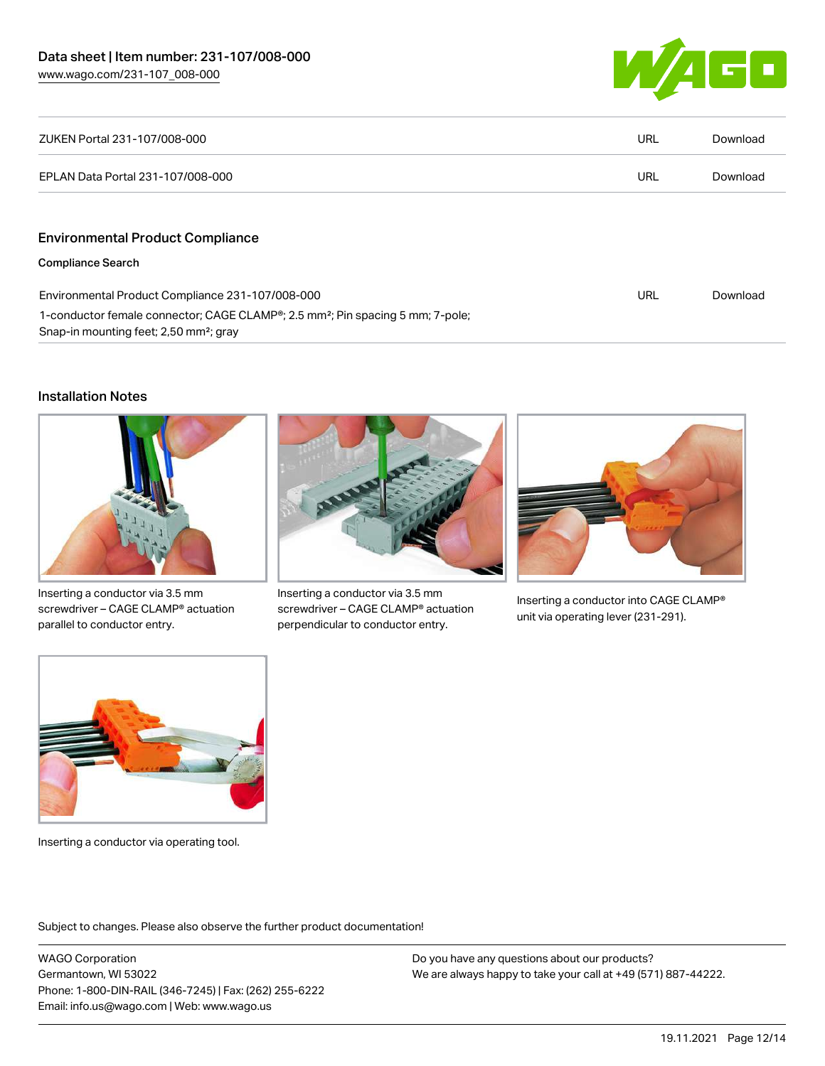| ZUKEN Portal 231-107/008-000 | URL | Download |
| --- | --- | --- |
| EPLAN Data Portal 231-107/008-000 | URL | Download |

## Environmental Product Compliance

**Compliance Search**

| Environmental Product Compliance 231-107/008-000<br>1-conductor female connector; CAGE CLAMP®; 2.5 mm²; Pin spacing 5 mm; 7-pole; Snap-in mounting feet; 2,50 mm²; gray | URL | Download |
| --- | --- | --- |

## Installation Notes

Inserting a conductor via 3.5 mm screwdriver – CAGE CLAMP® actuation parallel to conductor entry.

Inserting a conductor via 3.5 mm screwdriver – CAGE CLAMP® actuation perpendicular to conductor entry.

Inserting a conductor into CAGE CLAMP® unit via operating lever (231-291).

Inserting a conductor via operating tool.

Subject to changes. Please also observe the further product documentation!

WAGO Corporation
Germantown, WI 53022
Phone: 1-800-DIN-RAIL (346-7245) | Fax: (262) 255-6222
Email: info.us@wago.com | Web: www.wago.us

Do you have any questions about our products?
We are always happy to take your call at +49 (571) 887-44222.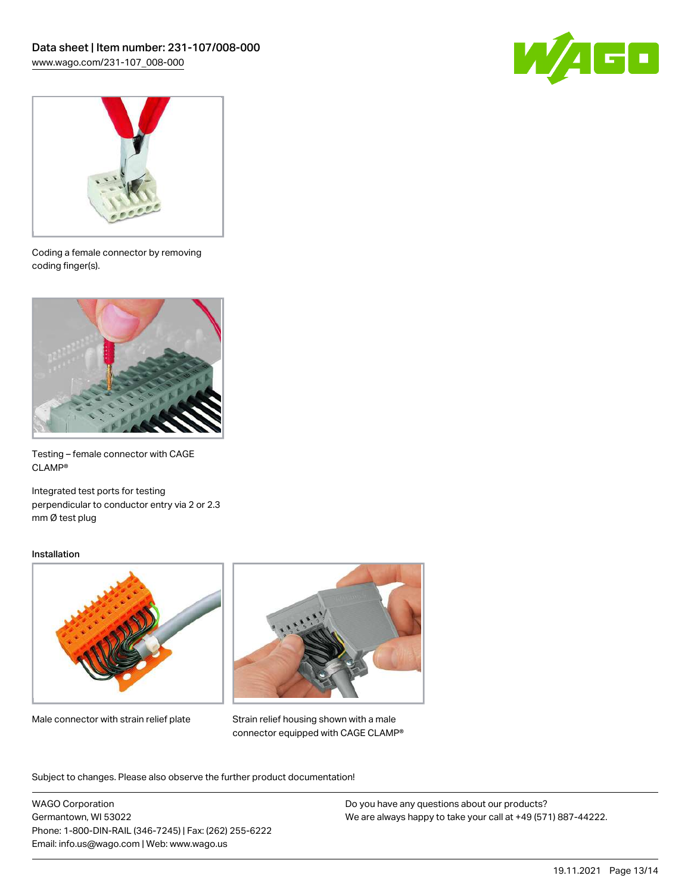Coding a female connector by removing coding finger(s).

Testing – female connector with CAGE CLAMP®

Integrated test ports for testing perpendicular to conductor entry via 2 or 2.3 mm Ø test plug

### Installation

Male connector with strain relief plate

Strain relief housing shown with a male connector equipped with CAGE CLAMP®

Subject to changes. Please also observe the further product documentation!

WAGO Corporation
Germantown, WI 53022
Phone: 1-800-DIN-RAIL (346-7245) | Fax: (262) 255-6222
Email: info.us@wago.com | Web: www.wago.us

Do you have any questions about our products?
We are always happy to take your call at +49 (571) 887-44222.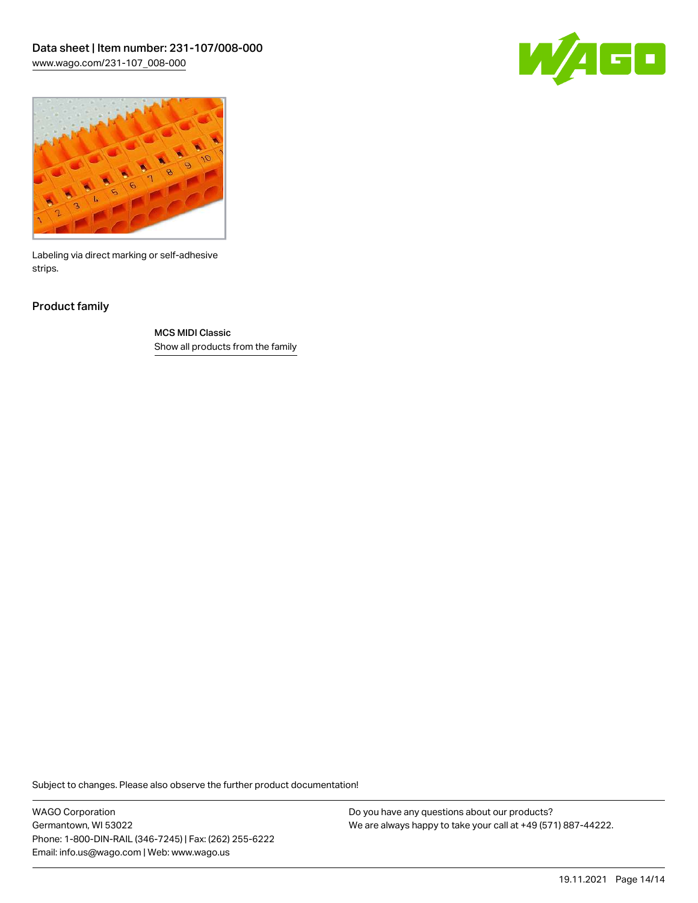Labeling via direct marking or self-adhesive strips.

## Product family

MCS MIDI Classic
Show all products from the family

Subject to changes. Please also observe the further product documentation!

WAGO Corporation
Germantown, WI 53022
Phone: 1-800-DIN-RAIL (346-7245) | Fax: (262) 255-6222
Email: info.us@wago.com | Web: www.wago.us

Do you have any questions about our products?
We are always happy to take your call at +49 (571) 887-44222.